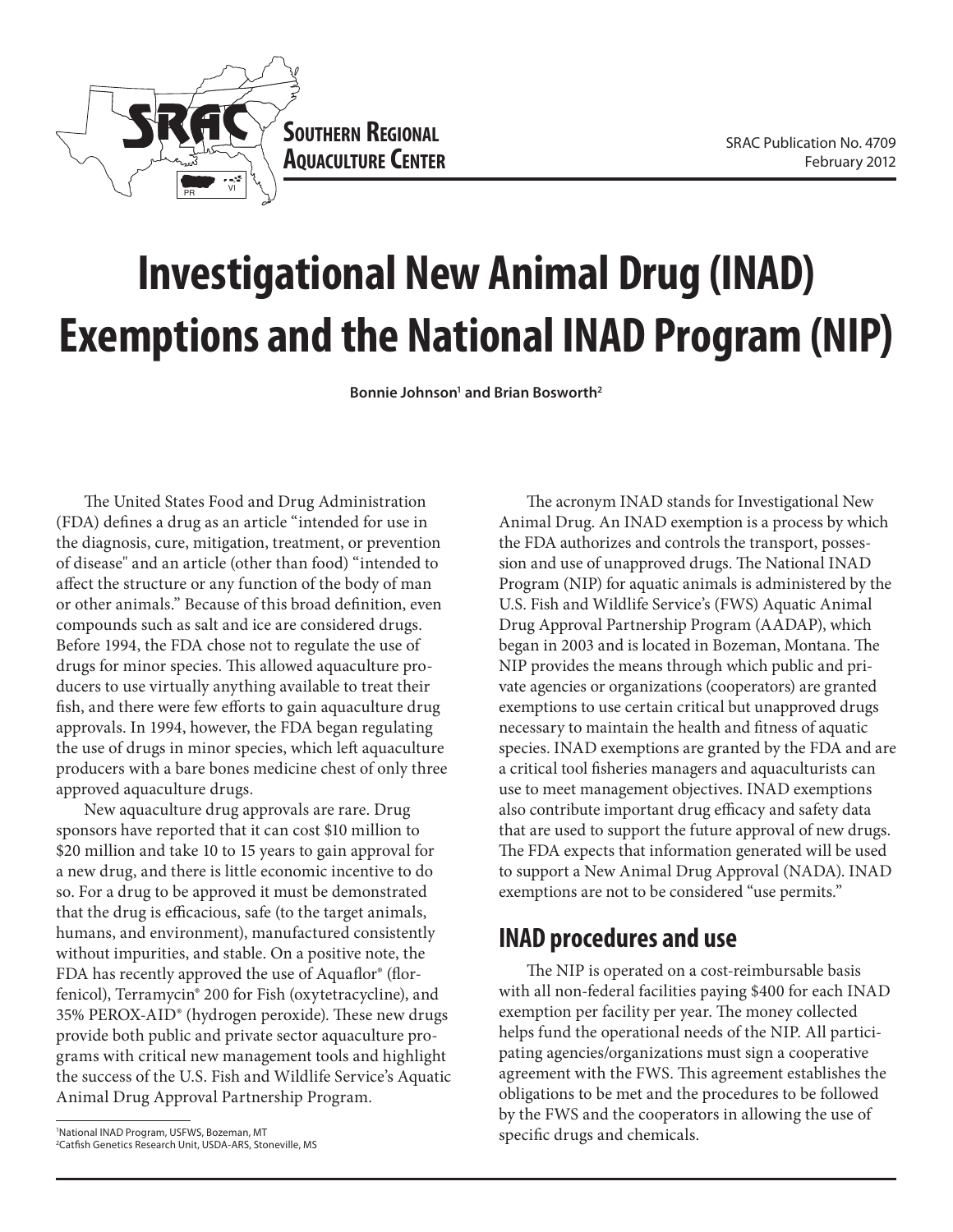SOUTHERN REGIONAL AQUACULTURE CENTER

SRAC Publication No. 4709
February 2012

# Investigational New Animal Drug (INAD) Exemptions and the National INAD Program (NIP)

**Bonnie Johnson[1] and Brian Bosworth[2]**

The United States Food and Drug Administration (FDA) defines a drug as an article "intended for use in the diagnosis, cure, mitigation, treatment, or prevention of disease" and an article (other than food) "intended to affect the structure or any function of the body of man or other animals." Because of this broad definition, even compounds such as salt and ice are considered drugs. Before 1994, the FDA chose not to regulate the use of drugs for minor species. This allowed aquaculture producers to use virtually anything available to treat their fish, and there were few efforts to gain aquaculture drug approvals. In 1994, however, the FDA began regulating the use of drugs in minor species, which left aquaculture producers with a bare bones medicine chest of only three approved aquaculture drugs.

New aquaculture drug approvals are rare. Drug sponsors have reported that it can cost $10 million to $20 million and take 10 to 15 years to gain approval for a new drug, and there is little economic incentive to do so. For a drug to be approved it must be demonstrated that the drug is efficacious, safe (to the target animals, humans, and environment), manufactured consistently without impurities, and stable. On a positive note, the FDA has recently approved the use of Aquaflor® (florfenicol), Terramycin® 200 for Fish (oxytetracycline), and 35% PEROX-AID® (hydrogen peroxide). These new drugs provide both public and private sector aquaculture programs with critical new management tools and highlight the success of the U.S. Fish and Wildlife Service's Aquatic Animal Drug Approval Partnership Program.

The acronym INAD stands for Investigational New Animal Drug. An INAD exemption is a process by which the FDA authorizes and controls the transport, possession and use of unapproved drugs. The National INAD Program (NIP) for aquatic animals is administered by the U.S. Fish and Wildlife Service's (FWS) Aquatic Animal Drug Approval Partnership Program (AADAP), which began in 2003 and is located in Bozeman, Montana. The NIP provides the means through which public and private agencies or organizations (cooperators) are granted exemptions to use certain critical but unapproved drugs necessary to maintain the health and fitness of aquatic species. INAD exemptions are granted by the FDA and are a critical tool fisheries managers and aquaculturists can use to meet management objectives. INAD exemptions also contribute important drug efficacy and safety data that are used to support the future approval of new drugs. The FDA expects that information generated will be used to support a New Animal Drug Approval (NADA). INAD exemptions are not to be considered "use permits."

## INAD procedures and use

The NIP is operated on a cost-reimbursable basis with all non-federal facilities paying $400 for each INAD exemption per facility per year. The money collected helps fund the operational needs of the NIP. All participating agencies/organizations must sign a cooperative agreement with the FWS. This agreement establishes the obligations to be met and the procedures to be followed by the FWS and the cooperators in allowing the use of specific drugs and chemicals.

---

[1]National INAD Program, USFWS, Bozeman, MT
[2]Catfish Genetics Research Unit, USDA-ARS, Stoneville, MS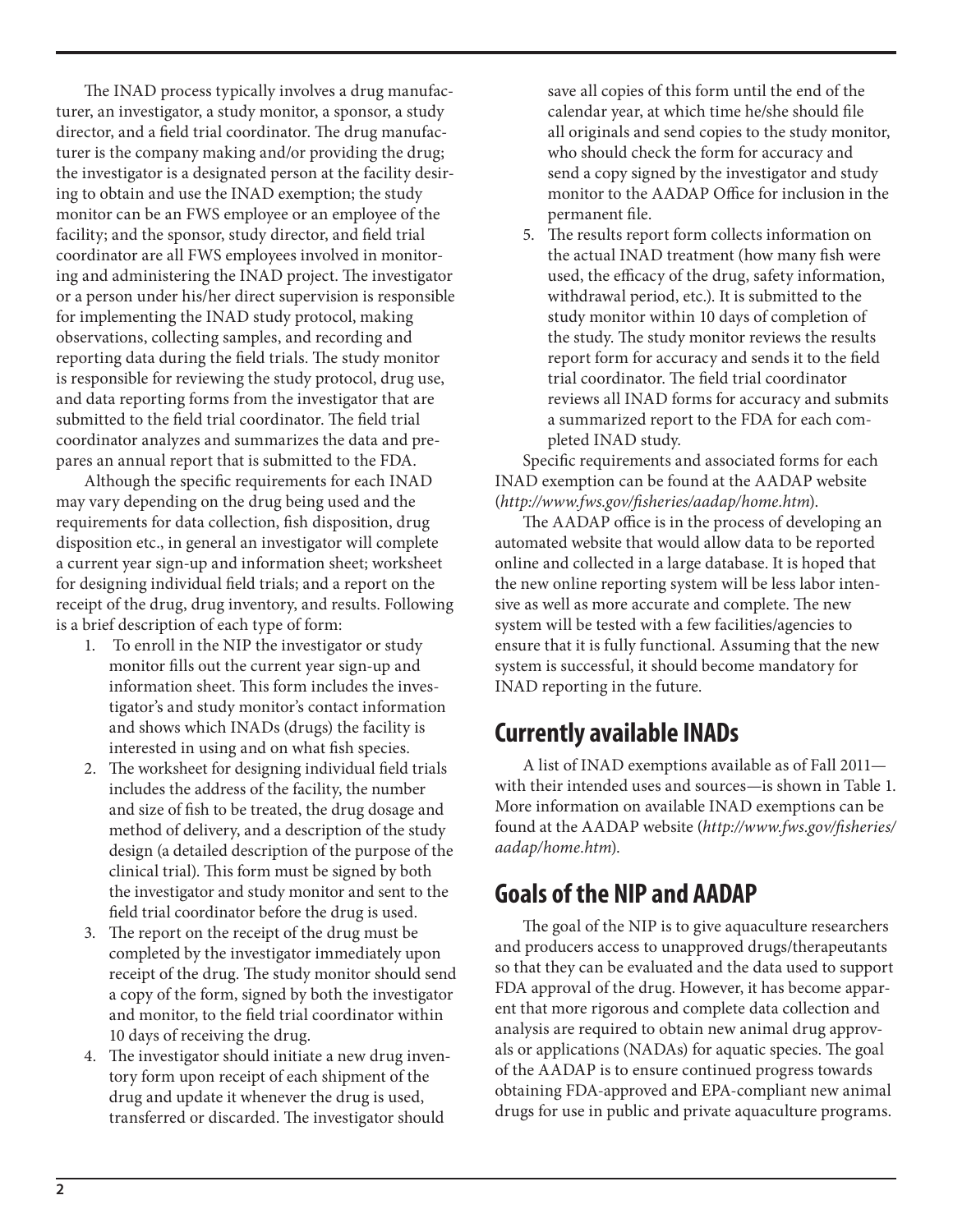The INAD process typically involves a drug manufacturer, an investigator, a study monitor, a sponsor, a study director, and a field trial coordinator. The drug manufacturer is the company making and/or providing the drug; the investigator is a designated person at the facility desiring to obtain and use the INAD exemption; the study monitor can be an FWS employee or an employee of the facility; and the sponsor, study director, and field trial coordinator are all FWS employees involved in monitoring and administering the INAD project. The investigator or a person under his/her direct supervision is responsible for implementing the INAD study protocol, making observations, collecting samples, and recording and reporting data during the field trials. The study monitor is responsible for reviewing the study protocol, drug use, and data reporting forms from the investigator that are submitted to the field trial coordinator. The field trial coordinator analyzes and summarizes the data and prepares an annual report that is submitted to the FDA.

Although the specific requirements for each INAD may vary depending on the drug being used and the requirements for data collection, fish disposition, drug disposition etc., in general an investigator will complete a current year sign-up and information sheet; worksheet for designing individual field trials; and a report on the receipt of the drug, drug inventory, and results. Following is a brief description of each type of form:

1. To enroll in the NIP the investigator or study monitor fills out the current year sign-up and information sheet. This form includes the investigator's and study monitor's contact information and shows which INADs (drugs) the facility is interested in using and on what fish species.
2. The worksheet for designing individual field trials includes the address of the facility, the number and size of fish to be treated, the drug dosage and method of delivery, and a description of the study design (a detailed description of the purpose of the clinical trial). This form must be signed by both the investigator and study monitor and sent to the field trial coordinator before the drug is used.
3. The report on the receipt of the drug must be completed by the investigator immediately upon receipt of the drug. The study monitor should send a copy of the form, signed by both the investigator and monitor, to the field trial coordinator within 10 days of receiving the drug.
4. The investigator should initiate a new drug inventory form upon receipt of each shipment of the drug and update it whenever the drug is used, transferred or discarded. The investigator should save all copies of this form until the end of the calendar year, at which time he/she should file all originals and send copies to the study monitor, who should check the form for accuracy and send a copy signed by the investigator and study monitor to the AADAP Office for inclusion in the permanent file.
5. The results report form collects information on the actual INAD treatment (how many fish were used, the efficacy of the drug, safety information, withdrawal period, etc.). It is submitted to the study monitor within 10 days of completion of the study. The study monitor reviews the results report form for accuracy and sends it to the field trial coordinator. The field trial coordinator reviews all INAD forms for accuracy and submits a summarized report to the FDA for each completed INAD study.

Specific requirements and associated forms for each INAD exemption can be found at the AADAP website (*http://www.fws.gov/fisheries/aadap/home.htm*).

The AADAP office is in the process of developing an automated website that would allow data to be reported online and collected in a large database. It is hoped that the new online reporting system will be less labor intensive as well as more accurate and complete. The new system will be tested with a few facilities/agencies to ensure that it is fully functional. Assuming that the new system is successful, it should become mandatory for INAD reporting in the future.

## Currently available INADs

A list of INAD exemptions available as of Fall 2011—with their intended uses and sources—is shown in Table 1. More information on available INAD exemptions can be found at the AADAP website (*http://www.fws.gov/fisheries/aadap/home.htm*).

## Goals of the NIP and AADAP

The goal of the NIP is to give aquaculture researchers and producers access to unapproved drugs/therapeutants so that they can be evaluated and the data used to support FDA approval of the drug. However, it has become apparent that more rigorous and complete data collection and analysis are required to obtain new animal drug approvals or applications (NADAs) for aquatic species. The goal of the AADAP is to ensure continued progress towards obtaining FDA-approved and EPA-compliant new animal drugs for use in public and private aquaculture programs.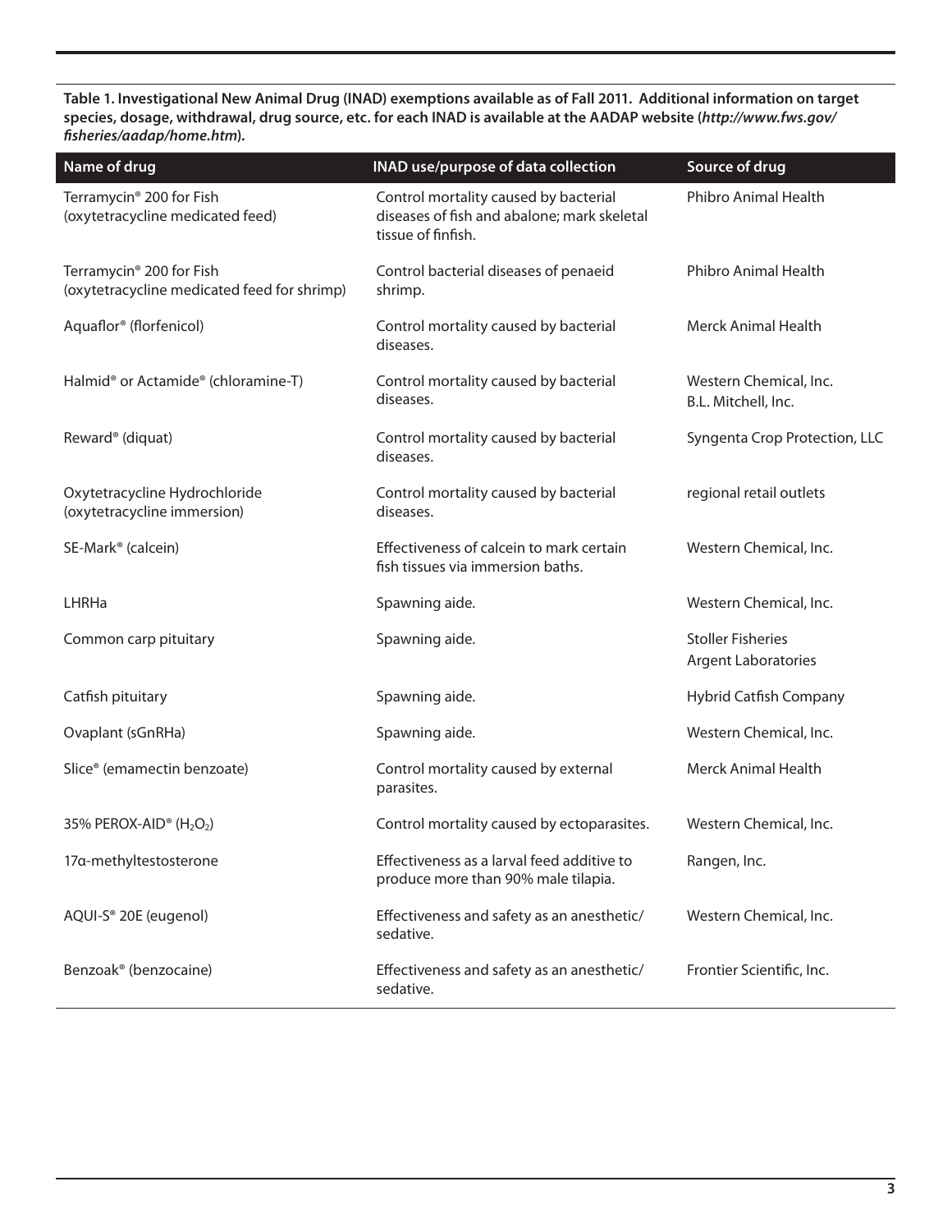**Table 1. Investigational New Animal Drug (INAD) exemptions available as of Fall 2011. Additional information on target species, dosage, withdrawal, drug source, etc. for each INAD is available at the AADAP website (*http://www.fws.gov/fisheries/aadap/home.htm*).**

| Name of drug | INAD use/purpose of data collection | Source of drug |
|---|---|---|
| Terramycin® 200 for Fish (oxytetracycline medicated feed) | Control mortality caused by bacterial diseases of fish and abalone; mark skeletal tissue of finfish. | Phibro Animal Health |
| Terramycin® 200 for Fish (oxytetracycline medicated feed for shrimp) | Control bacterial diseases of penaeid shrimp. | Phibro Animal Health |
| Aquaflor® (florfenicol) | Control mortality caused by bacterial diseases. | Merck Animal Health |
| Halmid® or Actamide® (chloramine-T) | Control mortality caused by bacterial diseases. | Western Chemical, Inc.<br>B.L. Mitchell, Inc. |
| Reward® (diquat) | Control mortality caused by bacterial diseases. | Syngenta Crop Protection, LLC |
| Oxytetracycline Hydrochloride (oxytetracycline immersion) | Control mortality caused by bacterial diseases. | regional retail outlets |
| SE-Mark® (calcein) | Effectiveness of calcein to mark certain fish tissues via immersion baths. | Western Chemical, Inc. |
| LHRHa | Spawning aide. | Western Chemical, Inc. |
| Common carp pituitary | Spawning aide. | Stoller Fisheries<br>Argent Laboratories |
| Catfish pituitary | Spawning aide. | Hybrid Catfish Company |
| Ovaplant (sGnRHa) | Spawning aide. | Western Chemical, Inc. |
| Slice® (emamectin benzoate) | Control mortality caused by external parasites. | Merck Animal Health |
| 35% PEROX-AID® ($H_2O_2$) | Control mortality caused by ectoparasites. | Western Chemical, Inc. |
| 17α-methyltestosterone | Effectiveness as a larval feed additive to produce more than 90% male tilapia. | Rangen, Inc. |
| AQUI-S® 20E (eugenol) | Effectiveness and safety as an anesthetic/sedative. | Western Chemical, Inc. |
| Benzoak® (benzocaine) | Effectiveness and safety as an anesthetic/sedative. | Frontier Scientific, Inc. |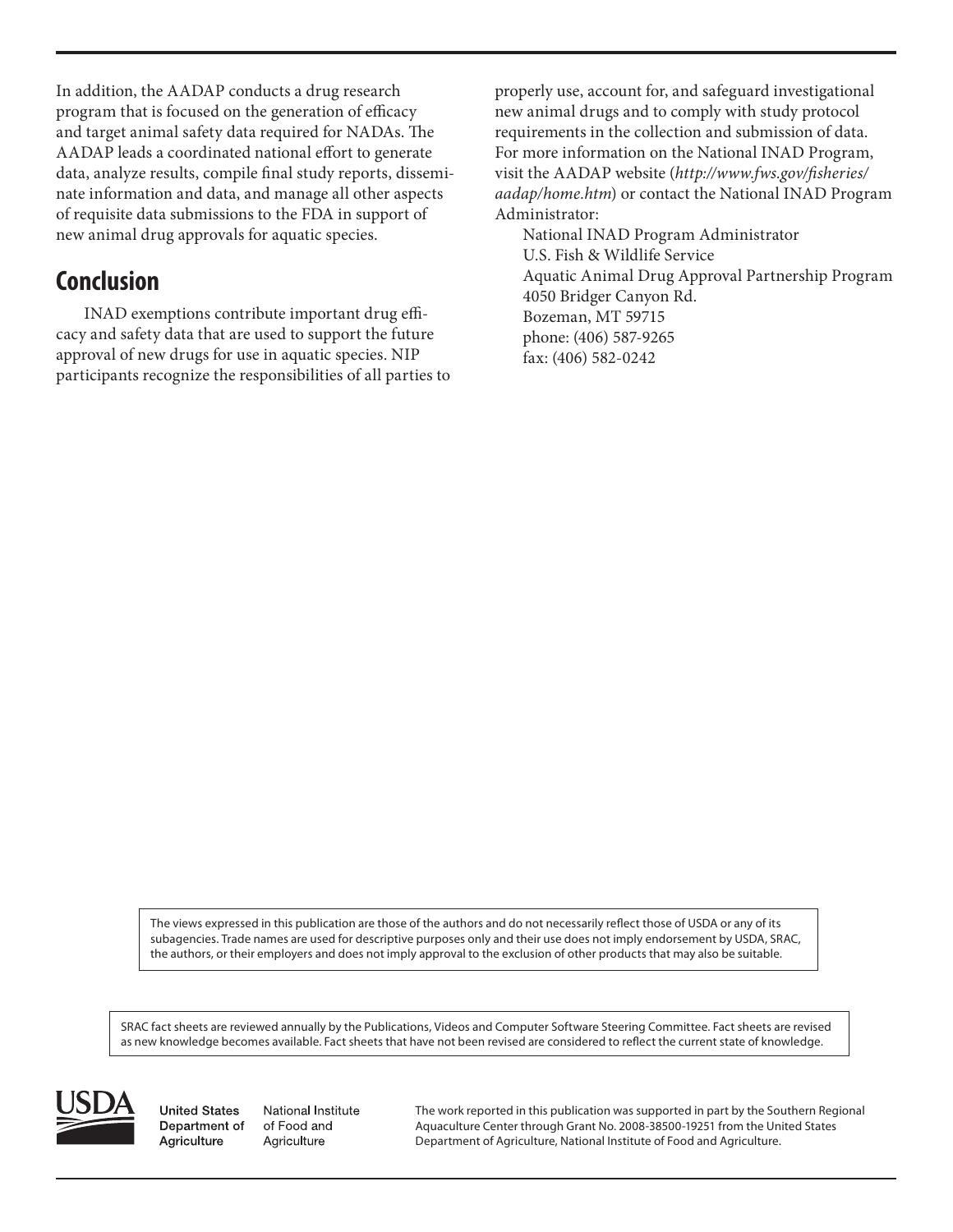In addition, the AADAP conducts a drug research program that is focused on the generation of efficacy and target animal safety data required for NADAs. The AADAP leads a coordinated national effort to generate data, analyze results, compile final study reports, disseminate information and data, and manage all other aspects of requisite data submissions to the FDA in support of new animal drug approvals for aquatic species.

## Conclusion

INAD exemptions contribute important drug efficacy and safety data that are used to support the future approval of new drugs for use in aquatic species. NIP participants recognize the responsibilities of all parties to properly use, account for, and safeguard investigational new animal drugs and to comply with study protocol requirements in the collection and submission of data. For more information on the National INAD Program, visit the AADAP website (*http://www.fws.gov/fisheries/aadap/home.htm*) or contact the National INAD Program Administrator:

National INAD Program Administrator
U.S. Fish & Wildlife Service
Aquatic Animal Drug Approval Partnership Program
4050 Bridger Canyon Rd.
Bozeman, MT 59715
phone: (406) 587-9265
fax: (406) 582-0242

The views expressed in this publication are those of the authors and do not necessarily reflect those of USDA or any of its subagencies. Trade names are used for descriptive purposes only and their use does not imply endorsement by USDA, SRAC, the authors, or their employers and does not imply approval to the exclusion of other products that may also be suitable.

SRAC fact sheets are reviewed annually by the Publications, Videos and Computer Software Steering Committee. Fact sheets are revised as new knowledge becomes available. Fact sheets that have not been revised are considered to reflect the current state of knowledge.

USDA — United States Department of Agriculture — National Institute of Food and Agriculture

The work reported in this publication was supported in part by the Southern Regional Aquaculture Center through Grant No. 2008-38500-19251 from the United States Department of Agriculture, National Institute of Food and Agriculture.